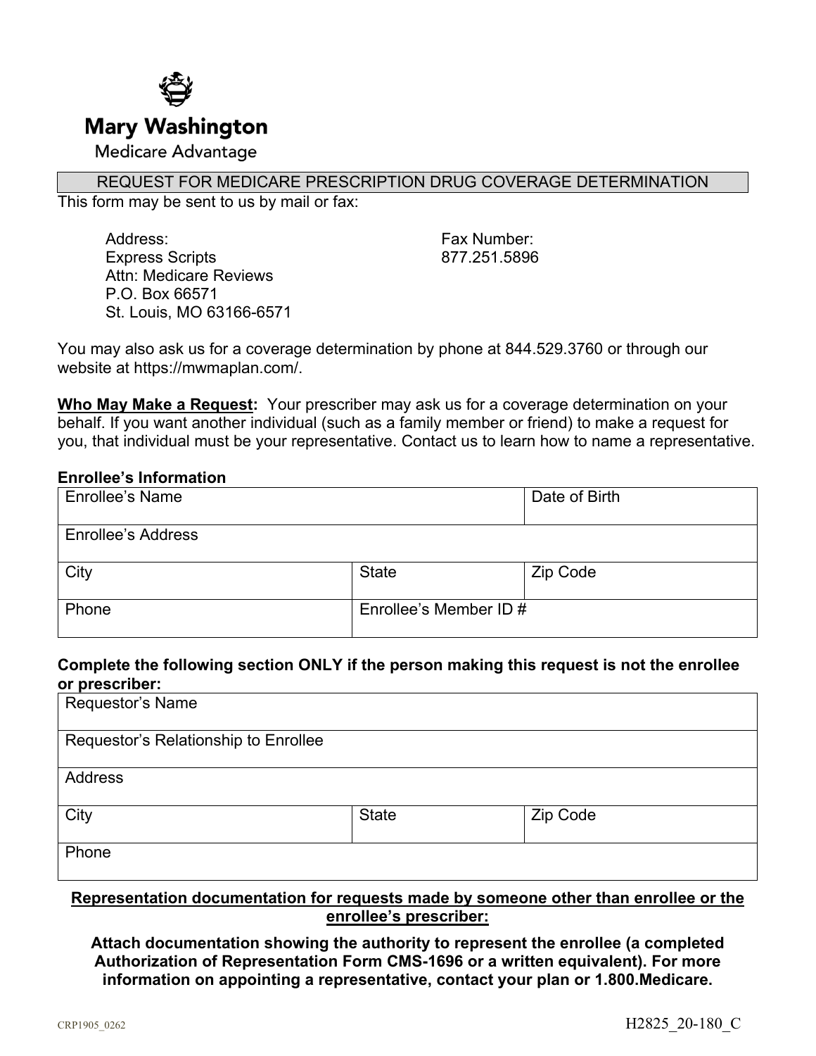# Mary Washington

Medicare Advantage

## REQUEST FOR MEDICARE PRESCRIPTION DRUG COVERAGE DETERMINATION

This form may be sent to us by mail or fax:

Address:
Express Scripts
Attn: Medicare Reviews
P.O. Box 66571
St. Louis, MO 63166-6571

Fax Number:
877.251.5896

You may also ask us for a coverage determination by phone at 844.529.3760 or through our website at https://mwmaplan.com/.

**<u>Who May Make a Request</u>:** Your prescriber may ask us for a coverage determination on your behalf. If you want another individual (such as a family member or friend) to make a request for you, that individual must be your representative. Contact us to learn how to name a representative.

**Enrollee's Information**

| Enrollee's Name | | Date of Birth |
|---|---|---|
| Enrollee's Address | | |
| City | State | Zip Code |
| Phone | Enrollee's Member ID # | |

**Complete the following section ONLY if the person making this request is not the enrollee or prescriber:**

| Requestor's Name | | |
|---|---|---|
| Requestor's Relationship to Enrollee | | |
| Address | | |
| City | State | Zip Code |
| Phone | | |

**<u>Representation documentation for requests made by someone other than enrollee or the enrollee's prescriber:</u>**

**Attach documentation showing the authority to represent the enrollee (a completed Authorization of Representation Form CMS-1696 or a written equivalent). For more information on appointing a representative, contact your plan or 1.800.Medicare.**

CRP1905_0262

H2825_20-180_C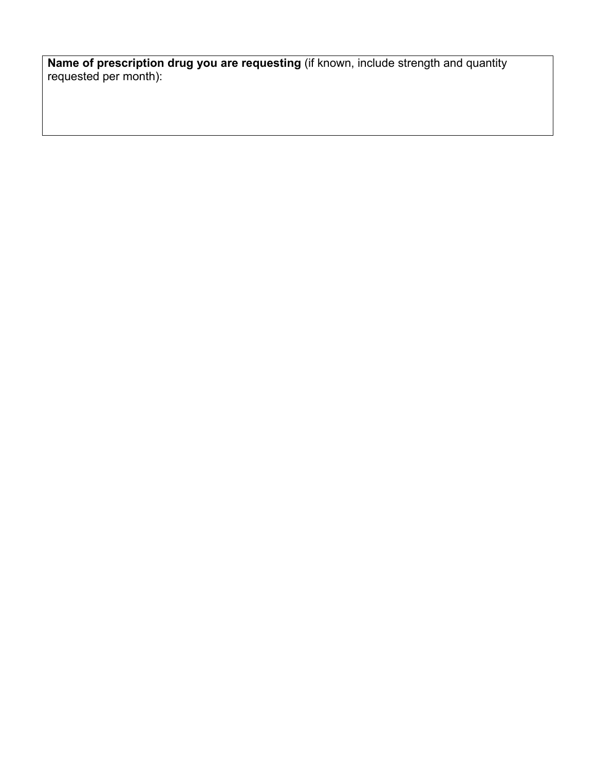**Name of prescription drug you are requesting** (if known, include strength and quantity requested per month):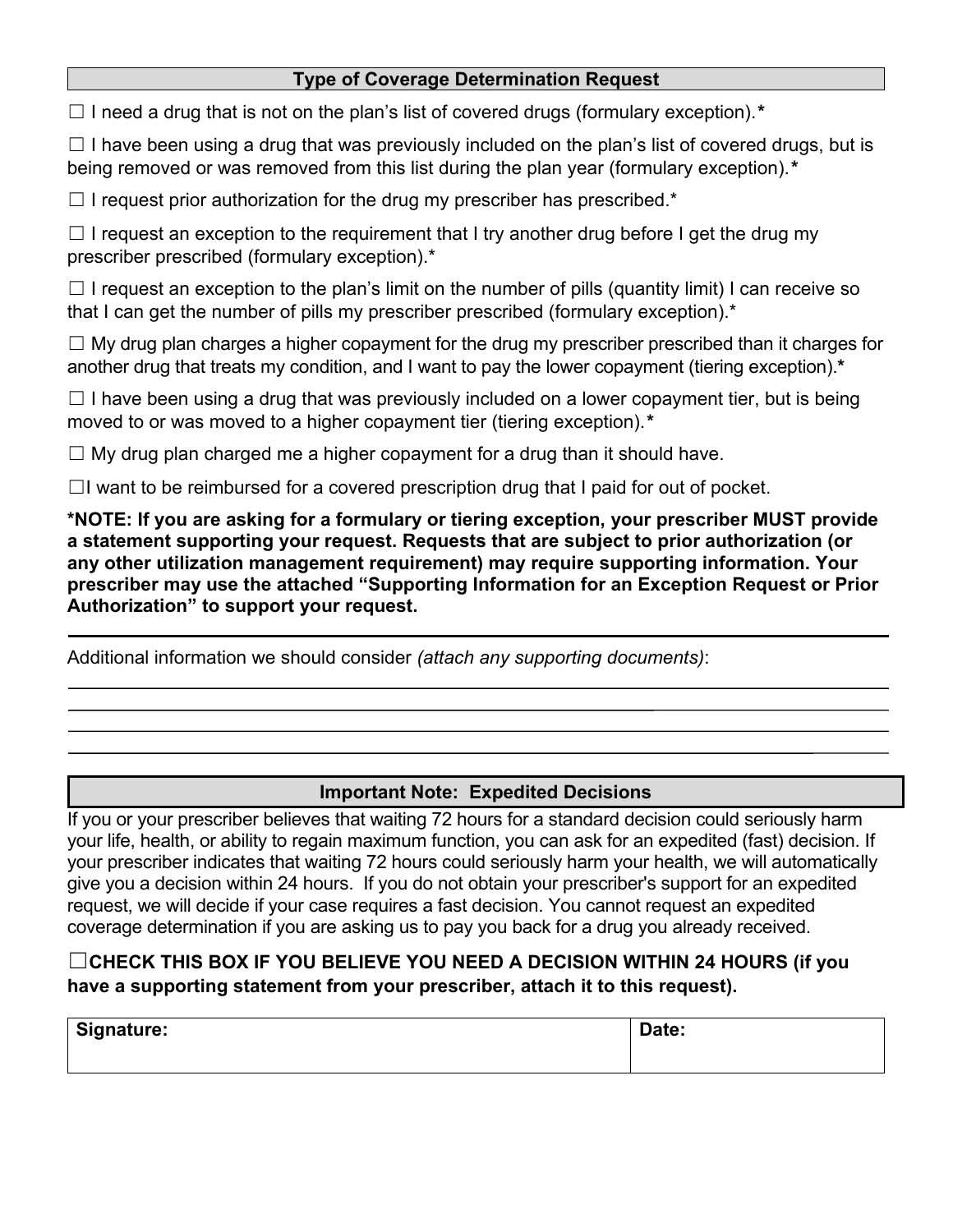## Type of Coverage Determination Request

☐ I need a drug that is not on the plan's list of covered drugs (formulary exception).*

☐ I have been using a drug that was previously included on the plan's list of covered drugs, but is being removed or was removed from this list during the plan year (formulary exception).*

☐ I request prior authorization for the drug my prescriber has prescribed.*

☐ I request an exception to the requirement that I try another drug before I get the drug my prescriber prescribed (formulary exception).*

☐ I request an exception to the plan's limit on the number of pills (quantity limit) I can receive so that I can get the number of pills my prescriber prescribed (formulary exception).*

☐ My drug plan charges a higher copayment for the drug my prescriber prescribed than it charges for another drug that treats my condition, and I want to pay the lower copayment (tiering exception).*

☐ I have been using a drug that was previously included on a lower copayment tier, but is being moved to or was moved to a higher copayment tier (tiering exception).*

☐ My drug plan charged me a higher copayment for a drug than it should have.

☐I want to be reimbursed for a covered prescription drug that I paid for out of pocket.

**\*NOTE: If you are asking for a formulary or tiering exception, your prescriber MUST provide a statement supporting your request. Requests that are subject to prior authorization (or any other utilization management requirement) may require supporting information. Your prescriber may use the attached "Supporting Information for an Exception Request or Prior Authorization" to support your request.**

---

Additional information we should consider *(attach any supporting documents)*:

______________________________________________________________________________

______________________________________________________________________________

______________________________________________________________________________

______________________________________________________________________________

## Important Note: Expedited Decisions

If you or your prescriber believes that waiting 72 hours for a standard decision could seriously harm your life, health, or ability to regain maximum function, you can ask for an expedited (fast) decision. If your prescriber indicates that waiting 72 hours could seriously harm your health, we will automatically give you a decision within 24 hours. If you do not obtain your prescriber's support for an expedited request, we will decide if your case requires a fast decision. You cannot request an expedited coverage determination if you are asking us to pay you back for a drug you already received.

**☐CHECK THIS BOX IF YOU BELIEVE YOU NEED A DECISION WITHIN 24 HOURS (if you have a supporting statement from your prescriber, attach it to this request).**

| **Signature:** | **Date:** |
|---|---|
| | |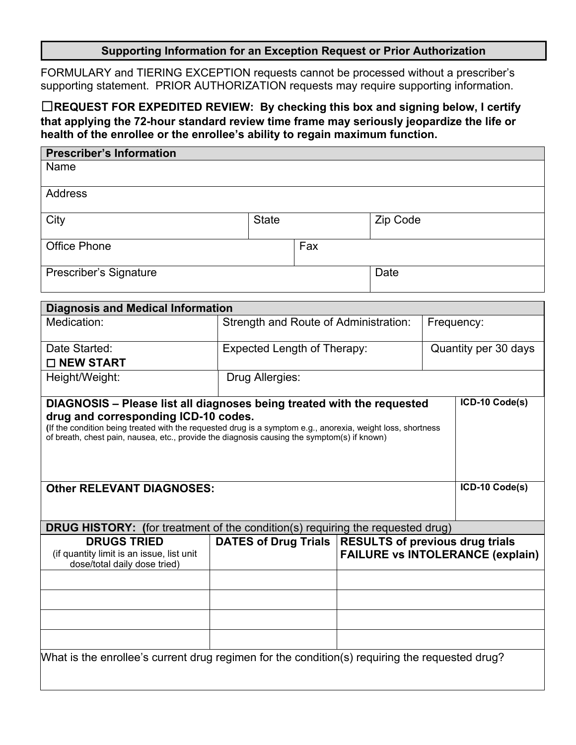## Supporting Information for an Exception Request or Prior Authorization

FORMULARY and TIERING EXCEPTION requests cannot be processed without a prescriber's supporting statement. PRIOR AUTHORIZATION requests may require supporting information.

☐**REQUEST FOR EXPEDITED REVIEW: By checking this box and signing below, I certify that applying the 72-hour standard review time frame may seriously jeopardize the life or health of the enrollee or the enrollee's ability to regain maximum function.**

| **Prescriber's Information** | | |
|---|---|---|
| Name | | |
| Address | | |
| City | State | Zip Code |
| Office Phone | Fax | |
| Prescriber's Signature | | Date |

| **Diagnosis and Medical Information** | | |
|---|---|---|
| Medication: | Strength and Route of Administration: | Frequency: |
| Date Started: ☐ **NEW START** | Expected Length of Therapy: | Quantity per 30 days |
| Height/Weight: | Drug Allergies: | |

| **DIAGNOSIS – Please list all diagnoses being treated with the requested drug and corresponding ICD-10 codes.** (If the condition being treated with the requested drug is a symptom e.g., anorexia, weight loss, shortness of breath, chest pain, nausea, etc., provide the diagnosis causing the symptom(s) if known) | **ICD-10 Code(s)** |
|---|---|
| | |
| **Other RELEVANT DIAGNOSES:** | **ICD-10 Code(s)** |
| | |

**DRUG HISTORY: (**for treatment of the condition(s) requiring the requested drug)

| **DRUGS TRIED** (if quantity limit is an issue, list unit dose/total daily dose tried) | **DATES of Drug Trials** | **RESULTS of previous drug trials FAILURE vs INTOLERANCE (explain)** |
|---|---|---|
| | | |
| | | |
| | | |
| | | |

What is the enrollee's current drug regimen for the condition(s) requiring the requested drug?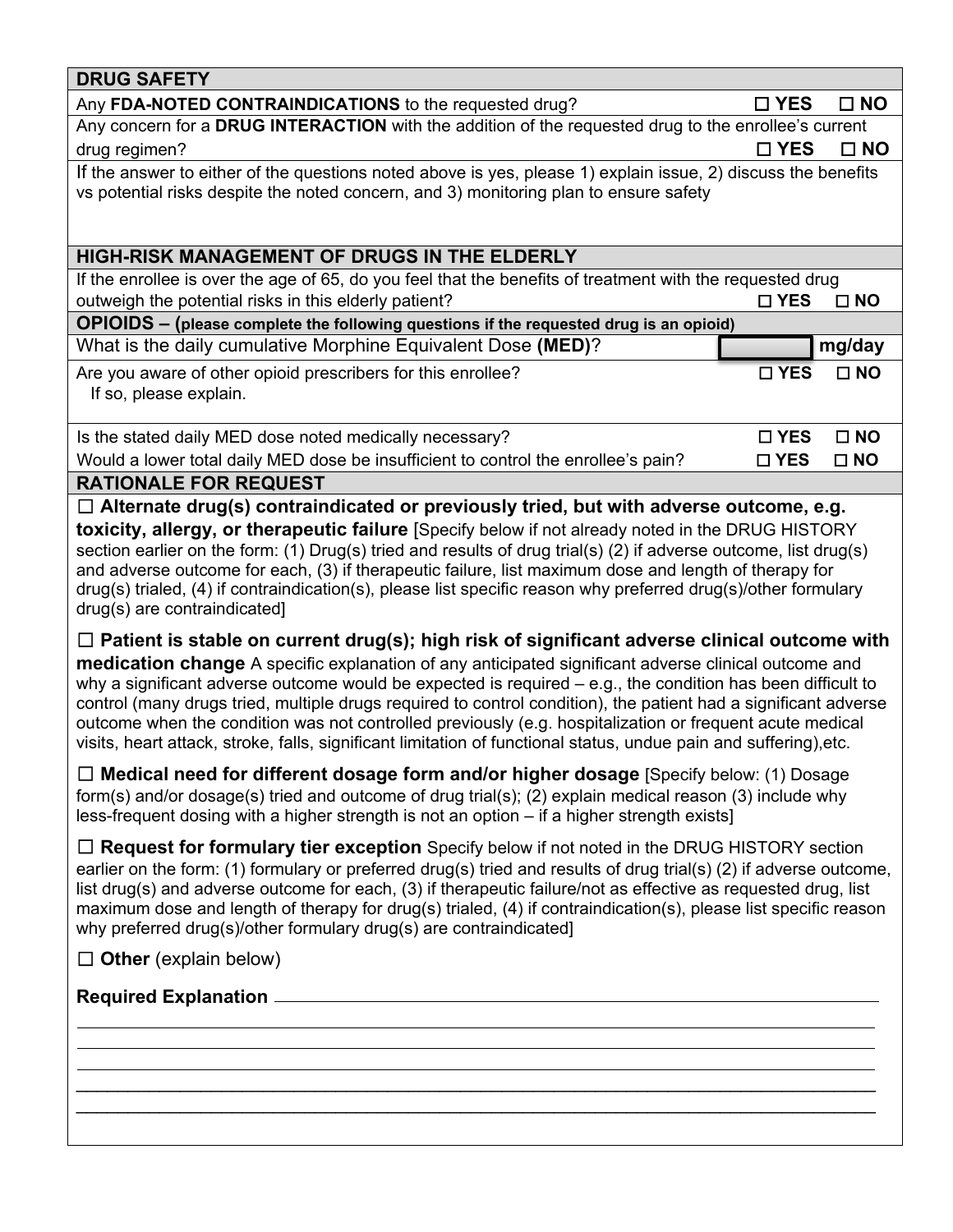## DRUG SAFETY

| | |
|---|---|
| Any **FDA-NOTED CONTRAINDICATIONS** to the requested drug? | ☐ **YES** ☐ **NO** |
| Any concern for a **DRUG INTERACTION** with the addition of the requested drug to the enrollee's current drug regimen? | ☐ **YES** ☐ **NO** |

If the answer to either of the questions noted above is yes, please 1) explain issue, 2) discuss the benefits vs potential risks despite the noted concern, and 3) monitoring plan to ensure safety

## HIGH-RISK MANAGEMENT OF DRUGS IN THE ELDERLY

| | |
|---|---|
| If the enrollee is over the age of 65, do you feel that the benefits of treatment with the requested drug outweigh the potential risks in this elderly patient? | ☐ **YES** ☐ **NO** |

## OPIOIDS – (please complete the following questions if the requested drug is an opioid)

| | |
|---|---|
| What is the daily cumulative Morphine Equivalent Dose **(MED)**? | ______ **mg/day** |
| Are you aware of other opioid prescribers for this enrollee? If so, please explain. | ☐ **YES** ☐ **NO** |
| Is the stated daily MED dose noted medically necessary? | ☐ **YES** ☐ **NO** |
| Would a lower total daily MED dose be insufficient to control the enrollee's pain? | ☐ **YES** ☐ **NO** |

## RATIONALE FOR REQUEST

☐ **Alternate drug(s) contraindicated or previously tried, but with adverse outcome, e.g. toxicity, allergy, or therapeutic failure** [Specify below if not already noted in the DRUG HISTORY section earlier on the form: (1) Drug(s) tried and results of drug trial(s) (2) if adverse outcome, list drug(s) and adverse outcome for each, (3) if therapeutic failure, list maximum dose and length of therapy for drug(s) trialed, (4) if contraindication(s), please list specific reason why preferred drug(s)/other formulary drug(s) are contraindicated]

☐ **Patient is stable on current drug(s); high risk of significant adverse clinical outcome with medication change** A specific explanation of any anticipated significant adverse clinical outcome and why a significant adverse outcome would be expected is required – e.g., the condition has been difficult to control (many drugs tried, multiple drugs required to control condition), the patient had a significant adverse outcome when the condition was not controlled previously (e.g. hospitalization or frequent acute medical visits, heart attack, stroke, falls, significant limitation of functional status, undue pain and suffering),etc.

☐ **Medical need for different dosage form and/or higher dosage** [Specify below: (1) Dosage form(s) and/or dosage(s) tried and outcome of drug trial(s); (2) explain medical reason (3) include why less-frequent dosing with a higher strength is not an option – if a higher strength exists]

☐ **Request for formulary tier exception** Specify below if not noted in the DRUG HISTORY section earlier on the form: (1) formulary or preferred drug(s) tried and results of drug trial(s) (2) if adverse outcome, list drug(s) and adverse outcome for each, (3) if therapeutic failure/not as effective as requested drug, list maximum dose and length of therapy for drug(s) trialed, (4) if contraindication(s), please list specific reason why preferred drug(s)/other formulary drug(s) are contraindicated]

☐ **Other** (explain below)

**Required Explanation** ____________________________________________

______________________________________________________________

______________________________________________________________

______________________________________________________________

______________________________________________________________

______________________________________________________________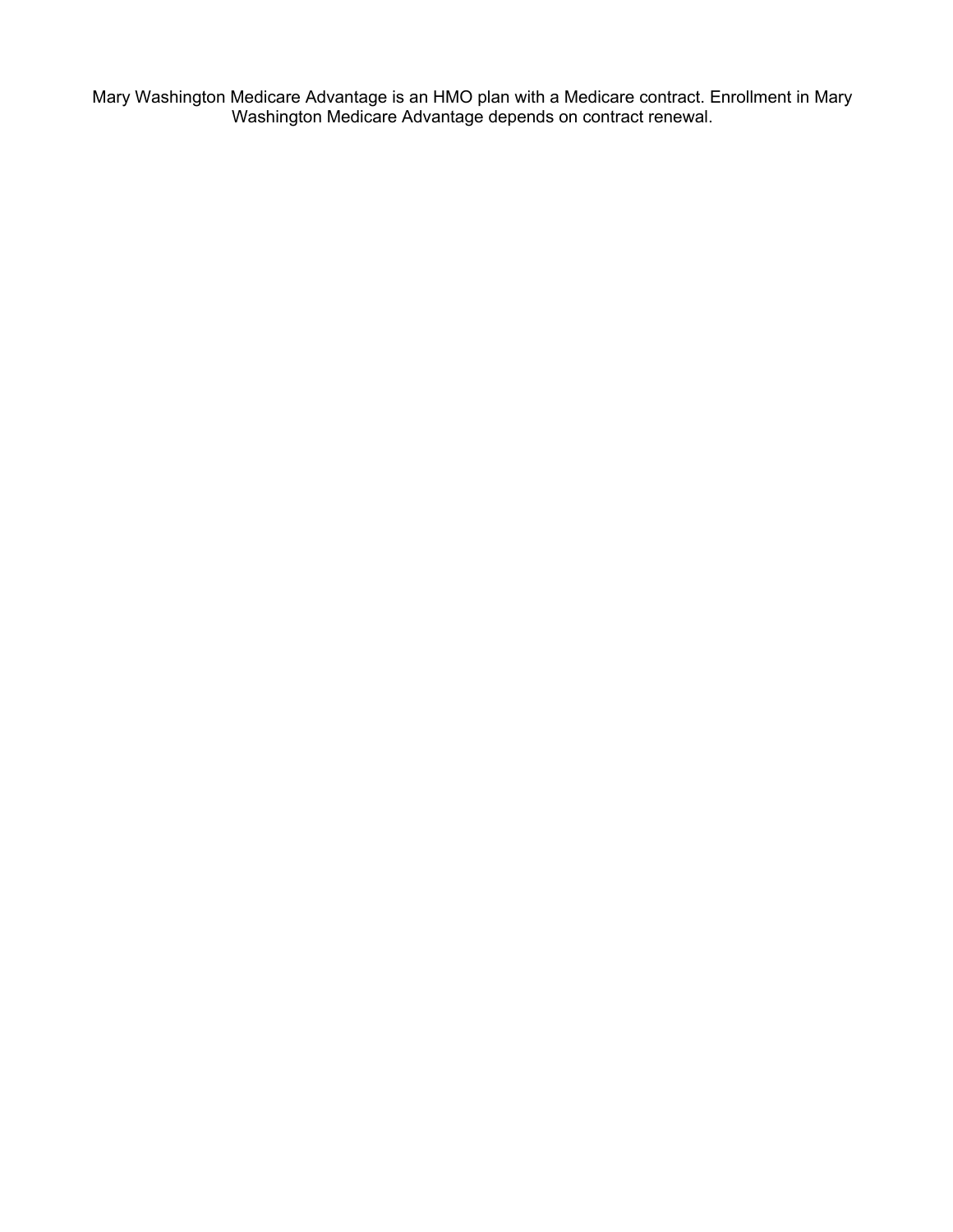Mary Washington Medicare Advantage is an HMO plan with a Medicare contract. Enrollment in Mary Washington Medicare Advantage depends on contract renewal.